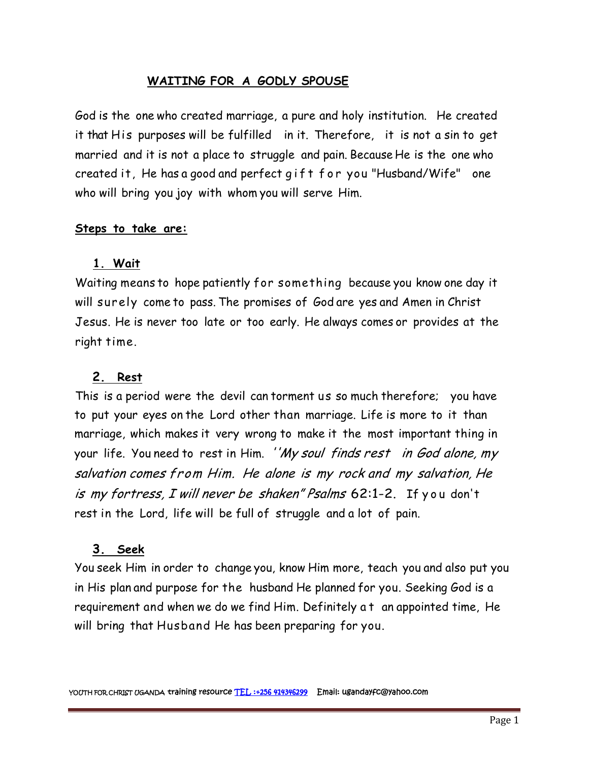## WAITING FOR A GODLY SPOUSE

God is the one who created marriage, a pure and holy institution. He created it that His purposes will be fulfilled in it. Therefore, it is not a sin to get married and it is not a place to struggle and pain. Because He is the one who created it, He has a good and perfect gift for you "Husband/Wife" one who will bring you joy with whom you will serve Him.

**Steps to take are:**

### 1. Wait

Waiting means to hope patiently for something because you know one day it will surely come to pass. The promises of God are yes and Amen in Christ Jesus. He is never too late or too early. He always comes or provides at the right time.

### 2. Rest

This is a period were the devil can torment us so much therefore; you have to put your eyes on the Lord other than marriage. Life is more to it than marriage, which makes it very wrong to make it the most important thing in your life. You need to rest in Him. *''My soul finds rest in God alone, my salvation comes from Him. He alone is my rock and my salvation, He is my fortress, I will never be shaken" Psalms* 62:1-2. If you don't rest in the Lord, life will be full of struggle and a lot of pain.

### 3. Seek

You seek Him in order to change you, know Him more, teach you and also put you in His plan and purpose for the husband He planned for you. Seeking God is a requirement and when we do we find Him. Definitely at an appointed time, He will bring that Husband He has been preparing for you.

YOUTH FOR CHRIST UGANDA training resource TEL :+256 414346299 Email: ugandayfc@yahoo.com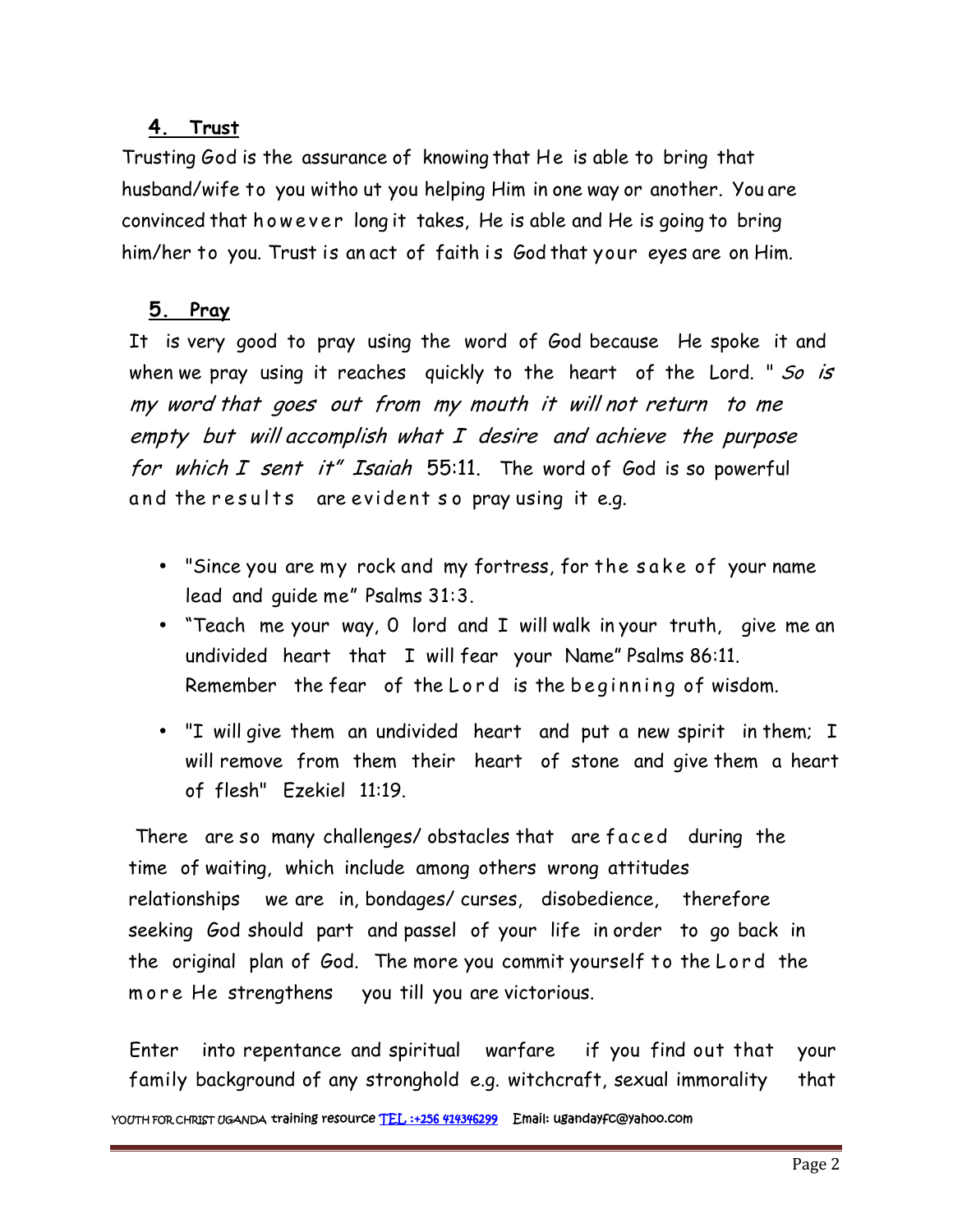### 4. Trust

Trusting God is the assurance of knowing that He is able to bring that husband/wife to you without you helping Him in one way or another. You are convinced that however long it takes, He is able and He is going to bring him/her to you. Trust is an act of faith is God that your eyes are on Him.

### 5. Pray

It is very good to pray using the word of God because He spoke it and when we pray using it reaches quickly to the heart of the Lord. " *So is my word that goes out from my mouth it will not return to me empty but will accomplish what I desire and achieve the purpose for which I sent it" Isaiah* 55:11. The word of God is so powerful and the results are evident so pray using it e.g.

- "Since you are my rock and my fortress, for the sake of your name lead and guide me" Psalms 31:3.
- "Teach me your way, O lord and I will walk in your truth, give me an undivided heart that I will fear your Name" Psalms 86:11. Remember the fear of the Lord is the beginning of wisdom.
- "I will give them an undivided heart and put a new spirit in them; I will remove from them their heart of stone and give them a heart of flesh" Ezekiel 11:19.

There are so many challenges/ obstacles that are faced during the time of waiting, which include among others wrong attitudes relationships we are in, bondages/ curses, disobedience, therefore seeking God should part and passel of your life in order to go back in the original plan of God. The more you commit yourself to the Lord the more He strengthens you till you are victorious.

Enter into repentance and spiritual warfare if you find out that your family background of any stronghold e.g. witchcraft, sexual immorality that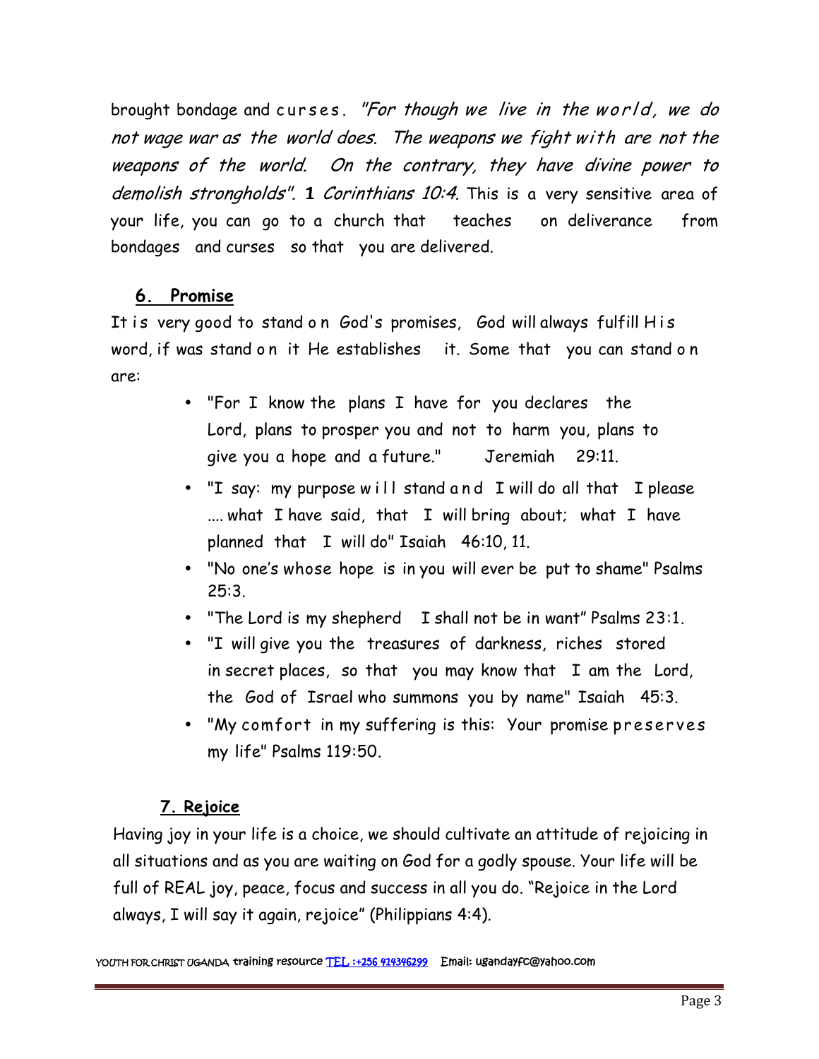brought bondage and curses. *"For though we live in the world, we do not wage war as the world does. The weapons we fight with are not the weapons of the world. On the contrary, they have divine power to demolish strongholds".* **1** *Corinthians 10:4.* This is a very sensitive area of your life, you can go to a church that teaches on deliverance from bondages and curses so that you are delivered.

## 6. Promise

It is very good to stand on God's promises, God will always fulfill His word, if was stand on it He establishes it. Some that you can stand on are:

- "For I know the plans I have for you declares the Lord, plans to prosper you and not to harm you, plans to give you a hope and a future." Jeremiah 29:11.
- "I say: my purpose will stand and I will do all that I please .... what I have said, that I will bring about; what I have planned that I will do" Isaiah 46:10, 11.
- "No one's whose hope is in you will ever be put to shame" Psalms 25:3.
- "The Lord is my shepherd I shall not be in want" Psalms 23:1.
- "I will give you the treasures of darkness, riches stored in secret places, so that you may know that I am the Lord, the God of Israel who summons you by name" Isaiah 45:3.
- "My comfort in my suffering is this: Your promise preserves my life" Psalms 119:50.

## 7. Rejoice

Having joy in your life is a choice, we should cultivate an attitude of rejoicing in all situations and as you are waiting on God for a godly spouse. Your life will be full of REAL joy, peace, focus and success in all you do. "Rejoice in the Lord always, I will say it again, rejoice" (Philippians 4:4).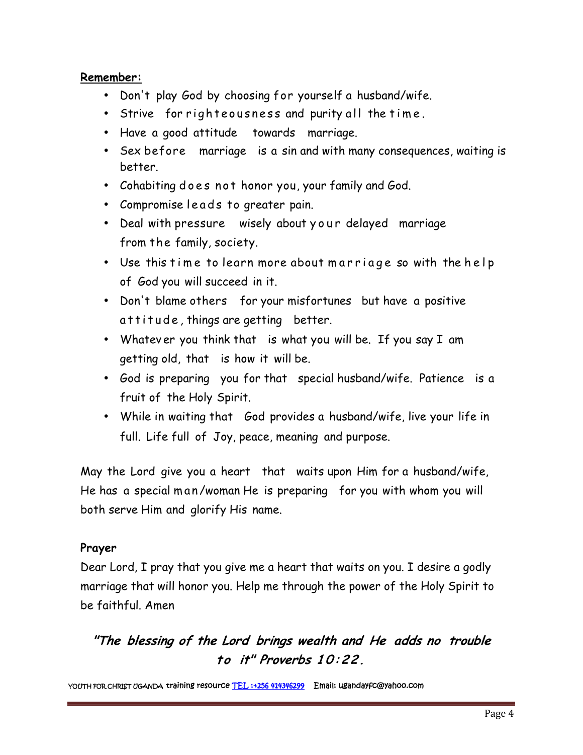**Remember:**

- Don't play God by choosing for yourself a husband/wife.
- Strive for righteousness and purity all the time.
- Have a good attitude towards marriage.
- Sex before marriage is a sin and with many consequences, waiting is better.
- Cohabiting does not honor you, your family and God.
- Compromise leads to greater pain.
- Deal with pressure wisely about your delayed marriage from the family, society.
- Use this time to learn more about marriage so with the help of God you will succeed in it.
- Don't blame others for your misfortunes but have a positive attitude, things are getting better.
- Whatever you think that is what you will be. If you say I am getting old, that is how it will be.
- God is preparing you for that special husband/wife. Patience is a fruit of the Holy Spirit.
- While in waiting that God provides a husband/wife, live your life in full. Life full of Joy, peace, meaning and purpose.

May the Lord give you a heart that waits upon Him for a husband/wife, He has a special man/woman He is preparing for you with whom you will both serve Him and glorify His name.

**Prayer**

Dear Lord, I pray that you give me a heart that waits on you. I desire a godly marriage that will honor you. Help me through the power of the Holy Spirit to be faithful. Amen

***"The blessing of the Lord brings wealth and He adds no trouble to it" Proverbs 10:22.***

YOUTH FOR CHRIST UGANDA training resource TEL :+256 414346299 Email: ugandayfc@yahoo.com